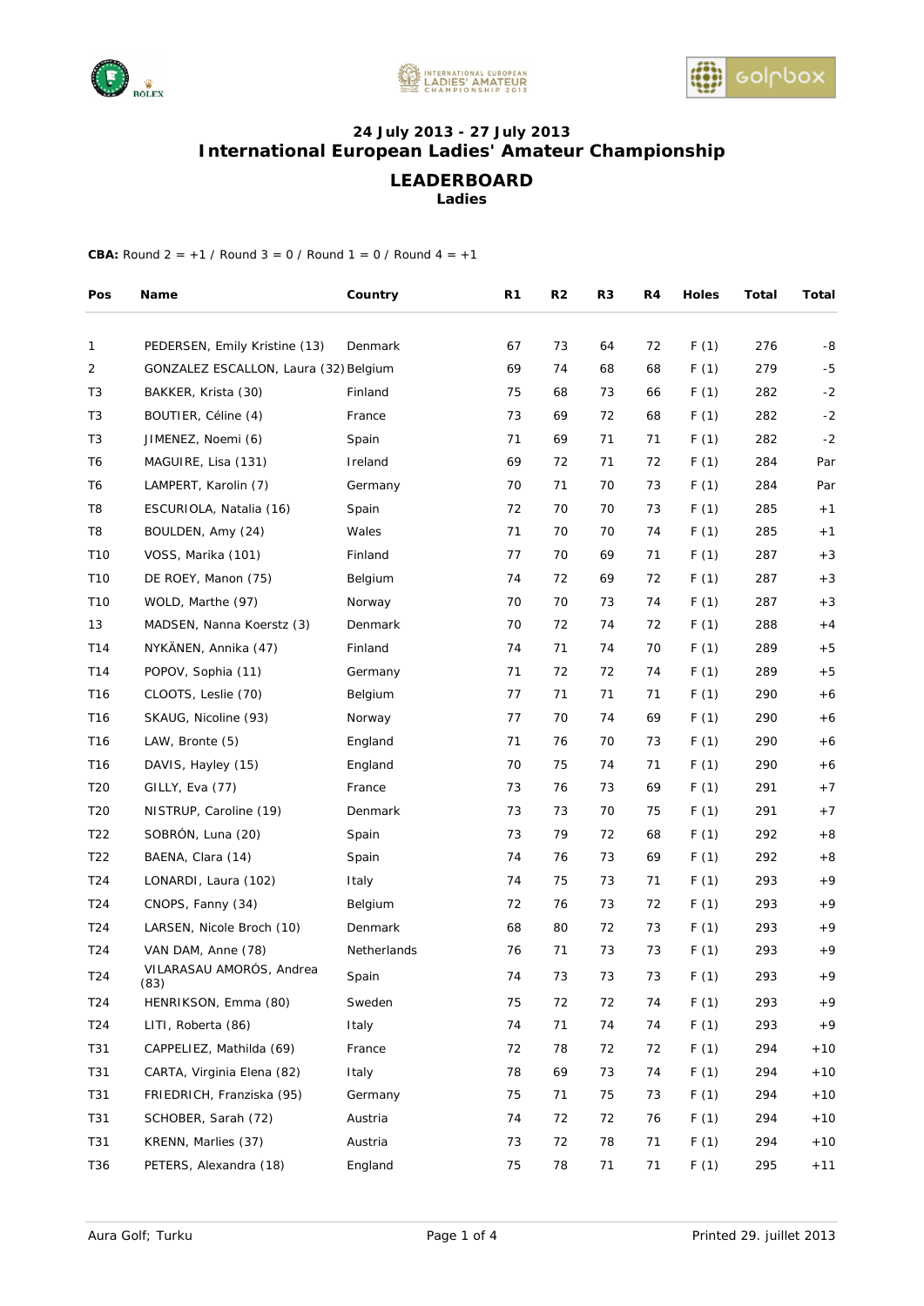**24 July 2013 - 27 July 2013**
# International European Ladies' Amateur Championship

## LEADERBOARD
**Ladies**

**CBA:** Round 2 = +1 / Round 3 = 0 / Round 1 = 0 / Round 4 = +1

| Pos | Name | Country | R1 | R2 | R3 | R4 | Holes | Total | Total |
|---|---|---|---|---|---|---|---|---|---|
| 1 | PEDERSEN, Emily Kristine (13) | Denmark | 67 | 73 | 64 | 72 | F (1) | 276 | -8 |
| 2 | GONZALEZ ESCALLON, Laura (32) | Belgium | 69 | 74 | 68 | 68 | F (1) | 279 | -5 |
| T3 | BAKKER, Krista (30) | Finland | 75 | 68 | 73 | 66 | F (1) | 282 | -2 |
| T3 | BOUTIER, Céline (4) | France | 73 | 69 | 72 | 68 | F (1) | 282 | -2 |
| T3 | JIMENEZ, Noemi (6) | Spain | 71 | 69 | 71 | 71 | F (1) | 282 | -2 |
| T6 | MAGUIRE, Lisa (131) | Ireland | 69 | 72 | 71 | 72 | F (1) | 284 | Par |
| T6 | LAMPERT, Karolin (7) | Germany | 70 | 71 | 70 | 73 | F (1) | 284 | Par |
| T8 | ESCURIOLA, Natalia (16) | Spain | 72 | 70 | 70 | 73 | F (1) | 285 | +1 |
| T8 | BOULDEN, Amy (24) | Wales | 71 | 70 | 70 | 74 | F (1) | 285 | +1 |
| T10 | VOSS, Marika (101) | Finland | 77 | 70 | 69 | 71 | F (1) | 287 | +3 |
| T10 | DE ROEY, Manon (75) | Belgium | 74 | 72 | 69 | 72 | F (1) | 287 | +3 |
| T10 | WOLD, Marthe (97) | Norway | 70 | 70 | 73 | 74 | F (1) | 287 | +3 |
| 13 | MADSEN, Nanna Koerstz (3) | Denmark | 70 | 72 | 74 | 72 | F (1) | 288 | +4 |
| T14 | NYKÄNEN, Annika (47) | Finland | 74 | 71 | 74 | 70 | F (1) | 289 | +5 |
| T14 | POPOV, Sophia (11) | Germany | 71 | 72 | 72 | 74 | F (1) | 289 | +5 |
| T16 | CLOOTS, Leslie (70) | Belgium | 77 | 71 | 71 | 71 | F (1) | 290 | +6 |
| T16 | SKAUG, Nicoline (93) | Norway | 77 | 70 | 74 | 69 | F (1) | 290 | +6 |
| T16 | LAW, Bronte (5) | England | 71 | 76 | 70 | 73 | F (1) | 290 | +6 |
| T16 | DAVIS, Hayley (15) | England | 70 | 75 | 74 | 71 | F (1) | 290 | +6 |
| T20 | GILLY, Eva (77) | France | 73 | 76 | 73 | 69 | F (1) | 291 | +7 |
| T20 | NISTRUP, Caroline (19) | Denmark | 73 | 73 | 70 | 75 | F (1) | 291 | +7 |
| T22 | SOBRÓN, Luna (20) | Spain | 73 | 79 | 72 | 68 | F (1) | 292 | +8 |
| T22 | BAENA, Clara (14) | Spain | 74 | 76 | 73 | 69 | F (1) | 292 | +8 |
| T24 | LONARDI, Laura (102) | Italy | 74 | 75 | 73 | 71 | F (1) | 293 | +9 |
| T24 | CNOPS, Fanny (34) | Belgium | 72 | 76 | 73 | 72 | F (1) | 293 | +9 |
| T24 | LARSEN, Nicole Broch (10) | Denmark | 68 | 80 | 72 | 73 | F (1) | 293 | +9 |
| T24 | VAN DAM, Anne (78) | Netherlands | 76 | 71 | 73 | 73 | F (1) | 293 | +9 |
| T24 | VILARASAU AMORÓS, Andrea (83) | Spain | 74 | 73 | 73 | 73 | F (1) | 293 | +9 |
| T24 | HENRIKSON, Emma (80) | Sweden | 75 | 72 | 72 | 74 | F (1) | 293 | +9 |
| T24 | LITI, Roberta (86) | Italy | 74 | 71 | 74 | 74 | F (1) | 293 | +9 |
| T31 | CAPPELIEZ, Mathilda (69) | France | 72 | 78 | 72 | 72 | F (1) | 294 | +10 |
| T31 | CARTA, Virginia Elena (82) | Italy | 78 | 69 | 73 | 74 | F (1) | 294 | +10 |
| T31 | FRIEDRICH, Franziska (95) | Germany | 75 | 71 | 75 | 73 | F (1) | 294 | +10 |
| T31 | SCHOBER, Sarah (72) | Austria | 74 | 72 | 72 | 76 | F (1) | 294 | +10 |
| T31 | KRENN, Marlies (37) | Austria | 73 | 72 | 78 | 71 | F (1) | 294 | +10 |
| T36 | PETERS, Alexandra (18) | England | 75 | 78 | 71 | 71 | F (1) | 295 | +11 |

Aura Golf; Turku — Printed 29. juillet 2013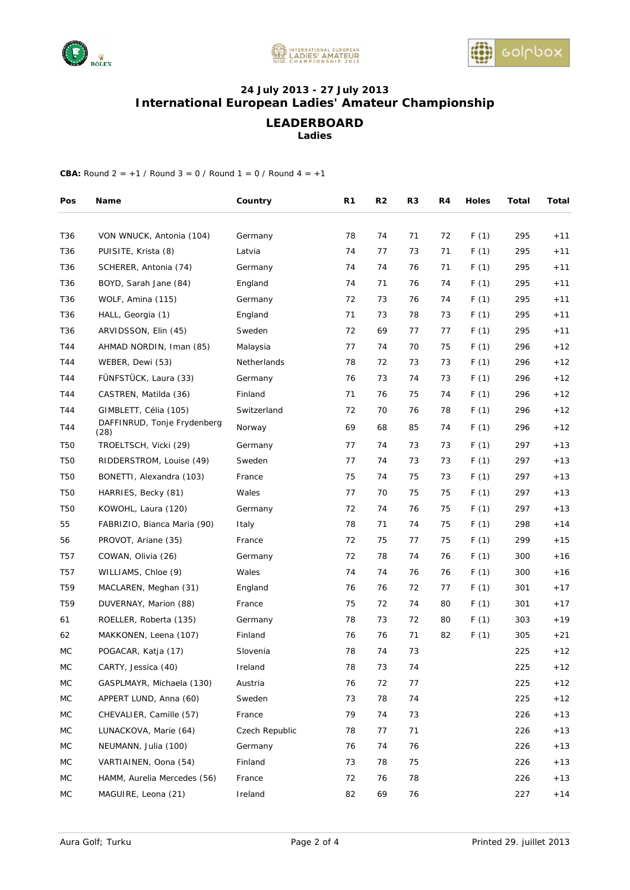### 24 July 2013 - 27 July 2013

## International European Ladies' Amateur Championship

## LEADERBOARD

**Ladies**

**CBA:** Round 2 = +1 / Round 3 = 0 / Round 1 = 0 / Round 4 = +1

| Pos | Name | Country | R1 | R2 | R3 | R4 | Holes | Total | Total |
|---|---|---|---|---|---|---|---|---|---|
| T36 | VON WNUCK, Antonia (104) | Germany | 78 | 74 | 71 | 72 | F (1) | 295 | +11 |
| T36 | PUISITE, Krista (8) | Latvia | 74 | 77 | 73 | 71 | F (1) | 295 | +11 |
| T36 | SCHERER, Antonia (74) | Germany | 74 | 74 | 76 | 71 | F (1) | 295 | +11 |
| T36 | BOYD, Sarah Jane (84) | England | 74 | 71 | 76 | 74 | F (1) | 295 | +11 |
| T36 | WOLF, Amina (115) | Germany | 72 | 73 | 76 | 74 | F (1) | 295 | +11 |
| T36 | HALL, Georgia (1) | England | 71 | 73 | 78 | 73 | F (1) | 295 | +11 |
| T36 | ARVIDSSON, Elin (45) | Sweden | 72 | 69 | 77 | 77 | F (1) | 295 | +11 |
| T44 | AHMAD NORDIN, Iman (85) | Malaysia | 77 | 74 | 70 | 75 | F (1) | 296 | +12 |
| T44 | WEBER, Dewi (53) | Netherlands | 78 | 72 | 73 | 73 | F (1) | 296 | +12 |
| T44 | FÜNFSTÜCK, Laura (33) | Germany | 76 | 73 | 74 | 73 | F (1) | 296 | +12 |
| T44 | CASTREN, Matilda (36) | Finland | 71 | 76 | 75 | 74 | F (1) | 296 | +12 |
| T44 | GIMBLETT, Célia (105) | Switzerland | 72 | 70 | 76 | 78 | F (1) | 296 | +12 |
| T44 | DAFFINRUD, Tonje Frydenberg (28) | Norway | 69 | 68 | 85 | 74 | F (1) | 296 | +12 |
| T50 | TROELTSCH, Vicki (29) | Germany | 77 | 74 | 73 | 73 | F (1) | 297 | +13 |
| T50 | RIDDERSTROM, Louise (49) | Sweden | 77 | 74 | 73 | 73 | F (1) | 297 | +13 |
| T50 | BONETTI, Alexandra (103) | France | 75 | 74 | 75 | 73 | F (1) | 297 | +13 |
| T50 | HARRIES, Becky (81) | Wales | 77 | 70 | 75 | 75 | F (1) | 297 | +13 |
| T50 | KOWOHL, Laura (120) | Germany | 72 | 74 | 76 | 75 | F (1) | 297 | +13 |
| 55 | FABRIZIO, Bianca Maria (90) | Italy | 78 | 71 | 74 | 75 | F (1) | 298 | +14 |
| 56 | PROVOT, Ariane (35) | France | 72 | 75 | 77 | 75 | F (1) | 299 | +15 |
| T57 | COWAN, Olivia (26) | Germany | 72 | 78 | 74 | 76 | F (1) | 300 | +16 |
| T57 | WILLIAMS, Chloe (9) | Wales | 74 | 74 | 76 | 76 | F (1) | 300 | +16 |
| T59 | MACLAREN, Meghan (31) | England | 76 | 76 | 72 | 77 | F (1) | 301 | +17 |
| T59 | DUVERNAY, Marion (88) | France | 75 | 72 | 74 | 80 | F (1) | 301 | +17 |
| 61 | ROELLER, Roberta (135) | Germany | 78 | 73 | 72 | 80 | F (1) | 303 | +19 |
| 62 | MAKKONEN, Leena (107) | Finland | 76 | 76 | 71 | 82 | F (1) | 305 | +21 |
| MC | POGACAR, Katja (17) | Slovenia | 78 | 74 | 73 | | | 225 | +12 |
| MC | CARTY, Jessica (40) | Ireland | 78 | 73 | 74 | | | 225 | +12 |
| MC | GASPLMAYR, Michaela (130) | Austria | 76 | 72 | 77 | | | 225 | +12 |
| MC | APPERT LUND, Anna (60) | Sweden | 73 | 78 | 74 | | | 225 | +12 |
| MC | CHEVALIER, Camille (57) | France | 79 | 74 | 73 | | | 226 | +13 |
| MC | LUNACKOVA, Marie (64) | Czech Republic | 78 | 77 | 71 | | | 226 | +13 |
| MC | NEUMANN, Julia (100) | Germany | 76 | 74 | 76 | | | 226 | +13 |
| MC | VARTIAINEN, Oona (54) | Finland | 73 | 78 | 75 | | | 226 | +13 |
| MC | HAMM, Aurelia Mercedes (56) | France | 72 | 76 | 78 | | | 226 | +13 |
| MC | MAGUIRE, Leona (21) | Ireland | 82 | 69 | 76 | | | 227 | +14 |

Aura Golf; Turku

Printed 29. juillet 2013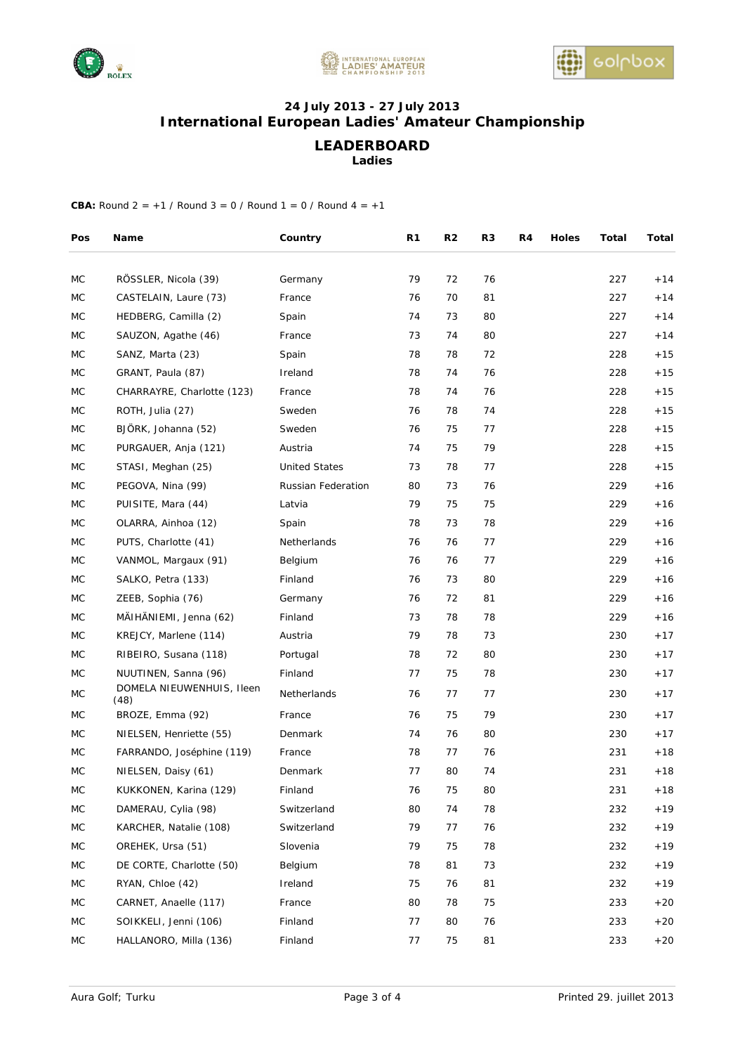**24 July 2013 - 27 July 2013**
## International European Ladies' Amateur Championship

### LEADERBOARD
**Ladies**

**CBA:** Round 2 = +1 / Round 3 = 0 / Round 1 = 0 / Round 4 = +1

| Pos | Name | Country | R1 | R2 | R3 | R4 | Holes | Total | Total |
|---|---|---|---|---|---|---|---|---|---|
| MC | RÖSSLER, Nicola (39) | Germany | 79 | 72 | 76 | | | 227 | +14 |
| MC | CASTELAIN, Laure (73) | France | 76 | 70 | 81 | | | 227 | +14 |
| MC | HEDBERG, Camilla (2) | Spain | 74 | 73 | 80 | | | 227 | +14 |
| MC | SAUZON, Agathe (46) | France | 73 | 74 | 80 | | | 227 | +14 |
| MC | SANZ, Marta (23) | Spain | 78 | 78 | 72 | | | 228 | +15 |
| MC | GRANT, Paula (87) | Ireland | 78 | 74 | 76 | | | 228 | +15 |
| MC | CHARRAYRE, Charlotte (123) | France | 78 | 74 | 76 | | | 228 | +15 |
| MC | ROTH, Julia (27) | Sweden | 76 | 78 | 74 | | | 228 | +15 |
| MC | BJÖRK, Johanna (52) | Sweden | 76 | 75 | 77 | | | 228 | +15 |
| MC | PURGAUER, Anja (121) | Austria | 74 | 75 | 79 | | | 228 | +15 |
| MC | STASI, Meghan (25) | United States | 73 | 78 | 77 | | | 228 | +15 |
| MC | PEGOVA, Nina (99) | Russian Federation | 80 | 73 | 76 | | | 229 | +16 |
| MC | PUISITE, Mara (44) | Latvia | 79 | 75 | 75 | | | 229 | +16 |
| MC | OLARRA, Ainhoa (12) | Spain | 78 | 73 | 78 | | | 229 | +16 |
| MC | PUTS, Charlotte (41) | Netherlands | 76 | 76 | 77 | | | 229 | +16 |
| MC | VANMOL, Margaux (91) | Belgium | 76 | 76 | 77 | | | 229 | +16 |
| MC | SALKO, Petra (133) | Finland | 76 | 73 | 80 | | | 229 | +16 |
| MC | ZEEB, Sophia (76) | Germany | 76 | 72 | 81 | | | 229 | +16 |
| MC | MÄIHÄNIEMI, Jenna (62) | Finland | 73 | 78 | 78 | | | 229 | +16 |
| MC | KREJCY, Marlene (114) | Austria | 79 | 78 | 73 | | | 230 | +17 |
| MC | RIBEIRO, Susana (118) | Portugal | 78 | 72 | 80 | | | 230 | +17 |
| MC | NUUTINEN, Sanna (96) | Finland | 77 | 75 | 78 | | | 230 | +17 |
| MC | DOMELA NIEUWENHUIS, Ileen (48) | Netherlands | 76 | 77 | 77 | | | 230 | +17 |
| MC | BROZE, Emma (92) | France | 76 | 75 | 79 | | | 230 | +17 |
| MC | NIELSEN, Henriette (55) | Denmark | 74 | 76 | 80 | | | 230 | +17 |
| MC | FARRANDO, Joséphine (119) | France | 78 | 77 | 76 | | | 231 | +18 |
| MC | NIELSEN, Daisy (61) | Denmark | 77 | 80 | 74 | | | 231 | +18 |
| MC | KUKKONEN, Karina (129) | Finland | 76 | 75 | 80 | | | 231 | +18 |
| MC | DAMERAU, Cylia (98) | Switzerland | 80 | 74 | 78 | | | 232 | +19 |
| MC | KARCHER, Natalie (108) | Switzerland | 79 | 77 | 76 | | | 232 | +19 |
| MC | OREHEK, Ursa (51) | Slovenia | 79 | 75 | 78 | | | 232 | +19 |
| MC | DE CORTE, Charlotte (50) | Belgium | 78 | 81 | 73 | | | 232 | +19 |
| MC | RYAN, Chloe (42) | Ireland | 75 | 76 | 81 | | | 232 | +19 |
| MC | CARNET, Anaelle (117) | France | 80 | 78 | 75 | | | 233 | +20 |
| MC | SOIKKELI, Jenni (106) | Finland | 77 | 80 | 76 | | | 233 | +20 |
| MC | HALLANORO, Milla (136) | Finland | 77 | 75 | 81 | | | 233 | +20 |

Aura Golf; Turku

Printed 29. juillet 2013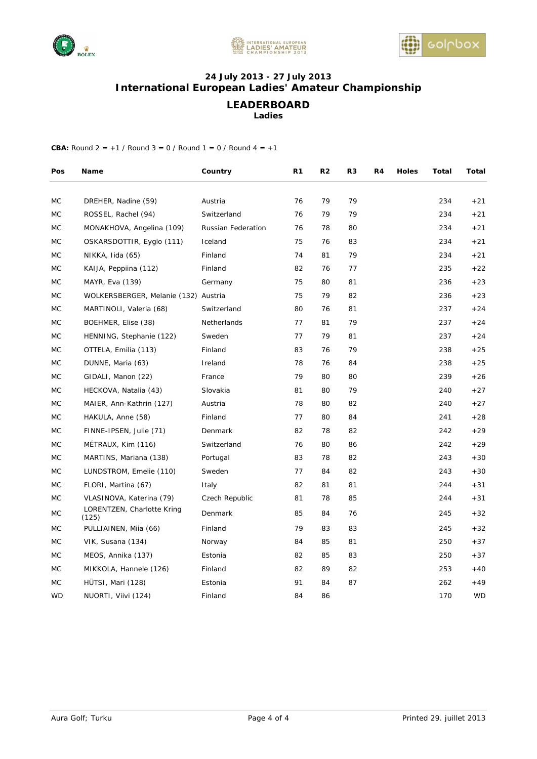## 24 July 2013 - 27 July 2013
## International European Ladies' Amateur Championship

### LEADERBOARD
**Ladies**

**CBA:** Round 2 = +1 / Round 3 = 0 / Round 1 = 0 / Round 4 = +1

| Pos | Name | Country | R1 | R2 | R3 | R4 | Holes | Total | Total |
|---|---|---|---|---|---|---|---|---|---|
| MC | DREHER, Nadine (59) | Austria | 76 | 79 | 79 | | | 234 | +21 |
| MC | ROSSEL, Rachel (94) | Switzerland | 76 | 79 | 79 | | | 234 | +21 |
| MC | MONAKHOVA, Angelina (109) | Russian Federation | 76 | 78 | 80 | | | 234 | +21 |
| MC | OSKARSDOTTIR, Eyglo (111) | Iceland | 75 | 76 | 83 | | | 234 | +21 |
| MC | NIKKA, Iida (65) | Finland | 74 | 81 | 79 | | | 234 | +21 |
| MC | KAIJA, Peppiina (112) | Finland | 82 | 76 | 77 | | | 235 | +22 |
| MC | MAYR, Eva (139) | Germany | 75 | 80 | 81 | | | 236 | +23 |
| MC | WOLKERSBERGER, Melanie (132) | Austria | 75 | 79 | 82 | | | 236 | +23 |
| MC | MARTINOLI, Valeria (68) | Switzerland | 80 | 76 | 81 | | | 237 | +24 |
| MC | BOEHMER, Elise (38) | Netherlands | 77 | 81 | 79 | | | 237 | +24 |
| MC | HENNING, Stephanie (122) | Sweden | 77 | 79 | 81 | | | 237 | +24 |
| MC | OTTELA, Emilia (113) | Finland | 83 | 76 | 79 | | | 238 | +25 |
| MC | DUNNE, Maria (63) | Ireland | 78 | 76 | 84 | | | 238 | +25 |
| MC | GIDALI, Manon (22) | France | 79 | 80 | 80 | | | 239 | +26 |
| MC | HECKOVA, Natalia (43) | Slovakia | 81 | 80 | 79 | | | 240 | +27 |
| MC | MAIER, Ann-Kathrin (127) | Austria | 78 | 80 | 82 | | | 240 | +27 |
| MC | HAKULA, Anne (58) | Finland | 77 | 80 | 84 | | | 241 | +28 |
| MC | FINNE-IPSEN, Julie (71) | Denmark | 82 | 78 | 82 | | | 242 | +29 |
| MC | MÉTRAUX, Kim (116) | Switzerland | 76 | 80 | 86 | | | 242 | +29 |
| MC | MARTINS, Mariana (138) | Portugal | 83 | 78 | 82 | | | 243 | +30 |
| MC | LUNDSTROM, Emelie (110) | Sweden | 77 | 84 | 82 | | | 243 | +30 |
| MC | FLORI, Martina (67) | Italy | 82 | 81 | 81 | | | 244 | +31 |
| MC | VLASINOVA, Katerina (79) | Czech Republic | 81 | 78 | 85 | | | 244 | +31 |
| MC | LORENTZEN, Charlotte Kring (125) | Denmark | 85 | 84 | 76 | | | 245 | +32 |
| MC | PULLIAINEN, Miia (66) | Finland | 79 | 83 | 83 | | | 245 | +32 |
| MC | VIK, Susana (134) | Norway | 84 | 85 | 81 | | | 250 | +37 |
| MC | MEOS, Annika (137) | Estonia | 82 | 85 | 83 | | | 250 | +37 |
| MC | MIKKOLA, Hannele (126) | Finland | 82 | 89 | 82 | | | 253 | +40 |
| MC | HÜTSI, Mari (128) | Estonia | 91 | 84 | 87 | | | 262 | +49 |
| WD | NUORTI, Viivi (124) | Finland | 84 | 86 | | | | 170 | WD |

Aura Golf; Turku

Printed 29. juillet 2013